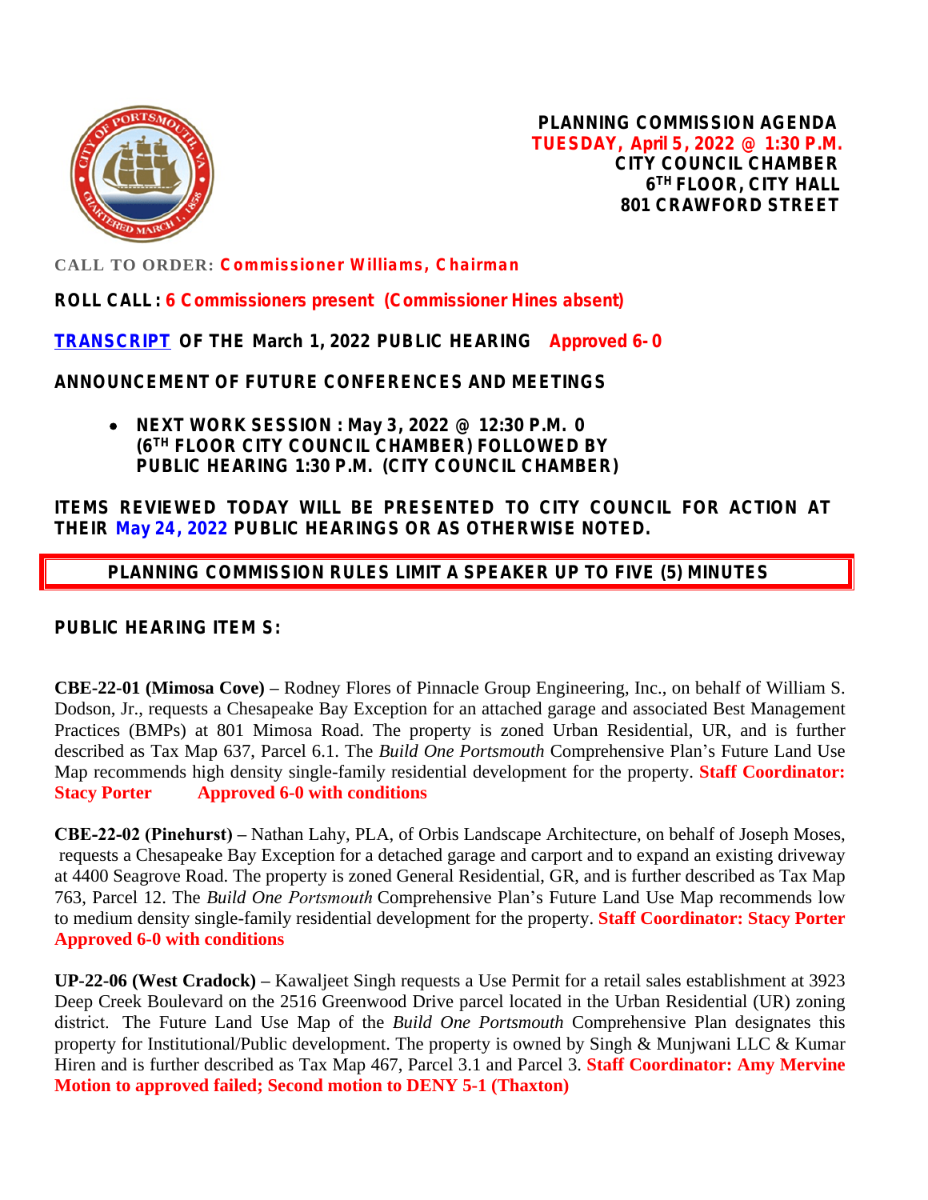**PLANNING COMMISSION AGENDA**
**TUESDAY, April 5, 2022 @ 1:30 P.M.**
**CITY COUNCIL CHAMBER**
**6TH FLOOR, CITY HALL**
**801 CRAWFORD STREET**

**CALL TO ORDER: Commissioner Williams, Chairman**

**ROLL CALL: 6 Commissioners present (Commissioner Hines absent)**

**TRANSCRIPT OF THE March 1, 2022 PUBLIC HEARING Approved 6-0**

**ANNOUNCEMENT OF FUTURE CONFERENCES AND MEETINGS**

- **NEXT WORK SESSION: May 3, 2022 @ 12:30 P.M. 0 (6TH FLOOR CITY COUNCIL CHAMBER) FOLLOWED BY PUBLIC HEARING 1:30 P.M. (CITY COUNCIL CHAMBER)**

**ITEMS REVIEWED TODAY WILL BE PRESENTED TO CITY COUNCIL FOR ACTION AT THEIR May 24, 2022 PUBLIC HEARINGS OR AS OTHERWISE NOTED.**

**PLANNING COMMISSION RULES LIMIT A SPEAKER UP TO FIVE (5) MINUTES**

**PUBLIC HEARING ITEMS:**

**CBE-22-01 (Mimosa Cove) –** Rodney Flores of Pinnacle Group Engineering, Inc., on behalf of William S. Dodson, Jr., requests a Chesapeake Bay Exception for an attached garage and associated Best Management Practices (BMPs) at 801 Mimosa Road. The property is zoned Urban Residential, UR, and is further described as Tax Map 637, Parcel 6.1. The *Build One Portsmouth* Comprehensive Plan's Future Land Use Map recommends high density single-family residential development for the property. **Staff Coordinator: Stacy Porter Approved 6-0 with conditions**

**CBE-22-02 (Pinehurst) –** Nathan Lahy, PLA, of Orbis Landscape Architecture, on behalf of Joseph Moses, requests a Chesapeake Bay Exception for a detached garage and carport and to expand an existing driveway at 4400 Seagrove Road. The property is zoned General Residential, GR, and is further described as Tax Map 763, Parcel 12. The *Build One Portsmouth* Comprehensive Plan's Future Land Use Map recommends low to medium density single-family residential development for the property. **Staff Coordinator: Stacy Porter Approved 6-0 with conditions**

**UP-22-06 (West Cradock) –** Kawaljeet Singh requests a Use Permit for a retail sales establishment at 3923 Deep Creek Boulevard on the 2516 Greenwood Drive parcel located in the Urban Residential (UR) zoning district. The Future Land Use Map of the *Build One Portsmouth* Comprehensive Plan designates this property for Institutional/Public development. The property is owned by Singh & Munjwani LLC & Kumar Hiren and is further described as Tax Map 467, Parcel 3.1 and Parcel 3. **Staff Coordinator: Amy Mervine Motion to approved failed; Second motion to DENY 5-1 (Thaxton)**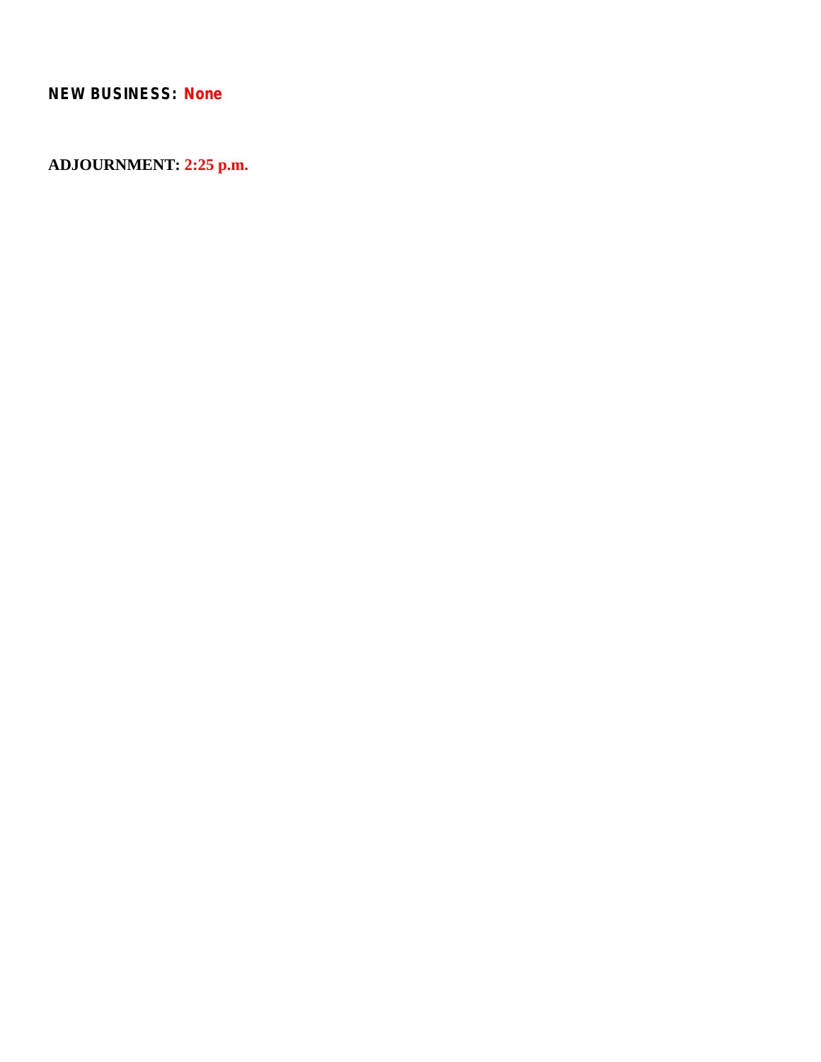**NEW BUSINESS: None**

**ADJOURNMENT: 2:25 p.m.**